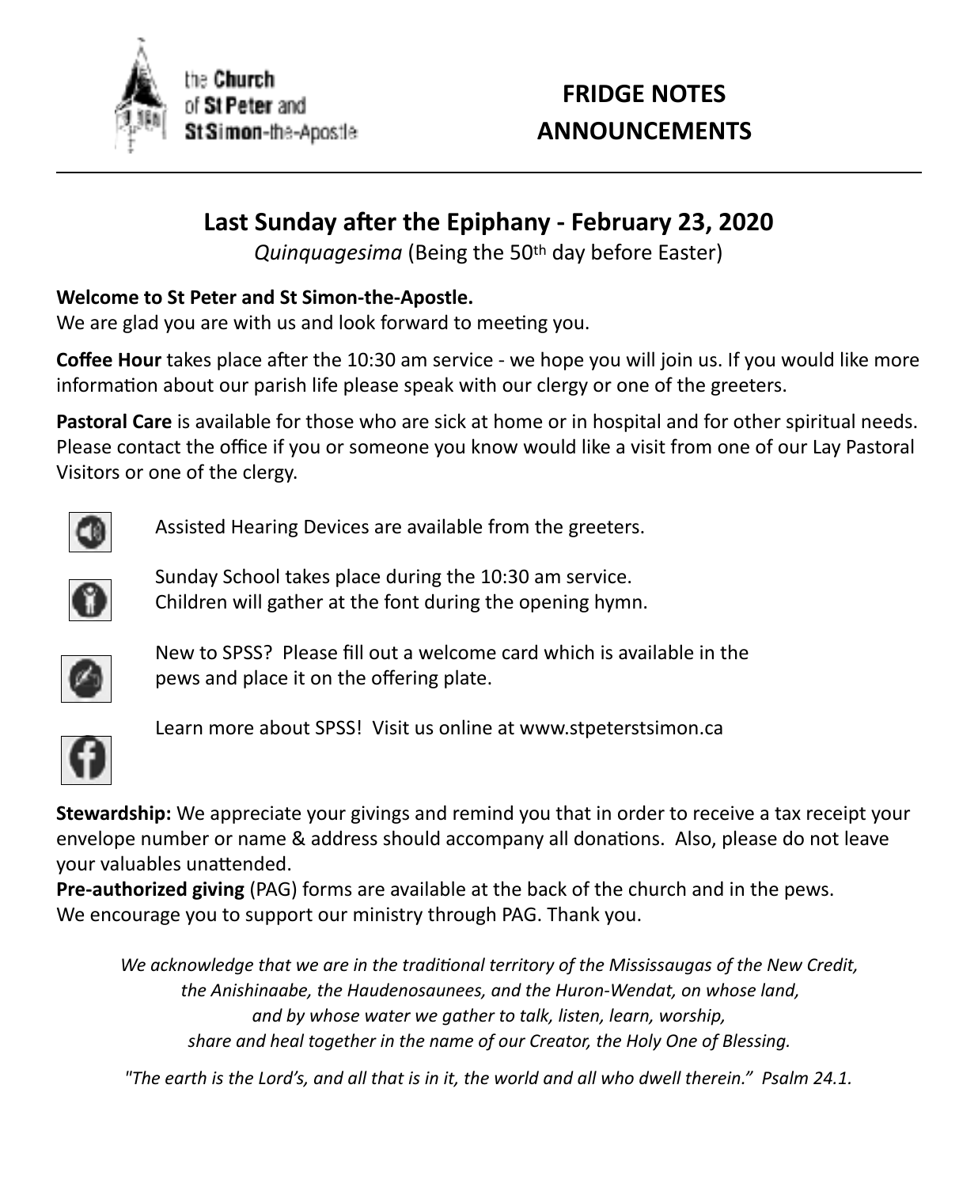the **Church** of **St Peter** and **St Simon**-the-Apostle

# FRIDGE NOTES ANNOUNCEMENTS

---

## Last Sunday after the Epiphany - February 23, 2020

*Quinquagesima* (Being the 50th day before Easter)

**Welcome to St Peter and St Simon-the-Apostle.**
We are glad you are with us and look forward to meeting you.

**Coffee Hour** takes place after the 10:30 am service - we hope you will join us. If you would like more information about our parish life please speak with our clergy or one of the greeters.

**Pastoral Care** is available for those who are sick at home or in hospital and for other spiritual needs. Please contact the office if you or someone you know would like a visit from one of our Lay Pastoral Visitors or one of the clergy.

Assisted Hearing Devices are available from the greeters.

Sunday School takes place during the 10:30 am service.
Children will gather at the font during the opening hymn.

New to SPSS? Please fill out a welcome card which is available in the pews and place it on the offering plate.

Learn more about SPSS! Visit us online at www.stpeterstsimon.ca

**Stewardship:** We appreciate your givings and remind you that in order to receive a tax receipt your envelope number or name & address should accompany all donations. Also, please do not leave your valuables unattended.
**Pre-authorized giving** (PAG) forms are available at the back of the church and in the pews.
We encourage you to support our ministry through PAG. Thank you.

*We acknowledge that we are in the traditional territory of the Mississaugas of the New Credit, the Anishinaabe, the Haudenosaunees, and the Huron-Wendat, on whose land, and by whose water we gather to talk, listen, learn, worship, share and heal together in the name of our Creator, the Holy One of Blessing.*

*"The earth is the Lord's, and all that is in it, the world and all who dwell therein." Psalm 24.1.*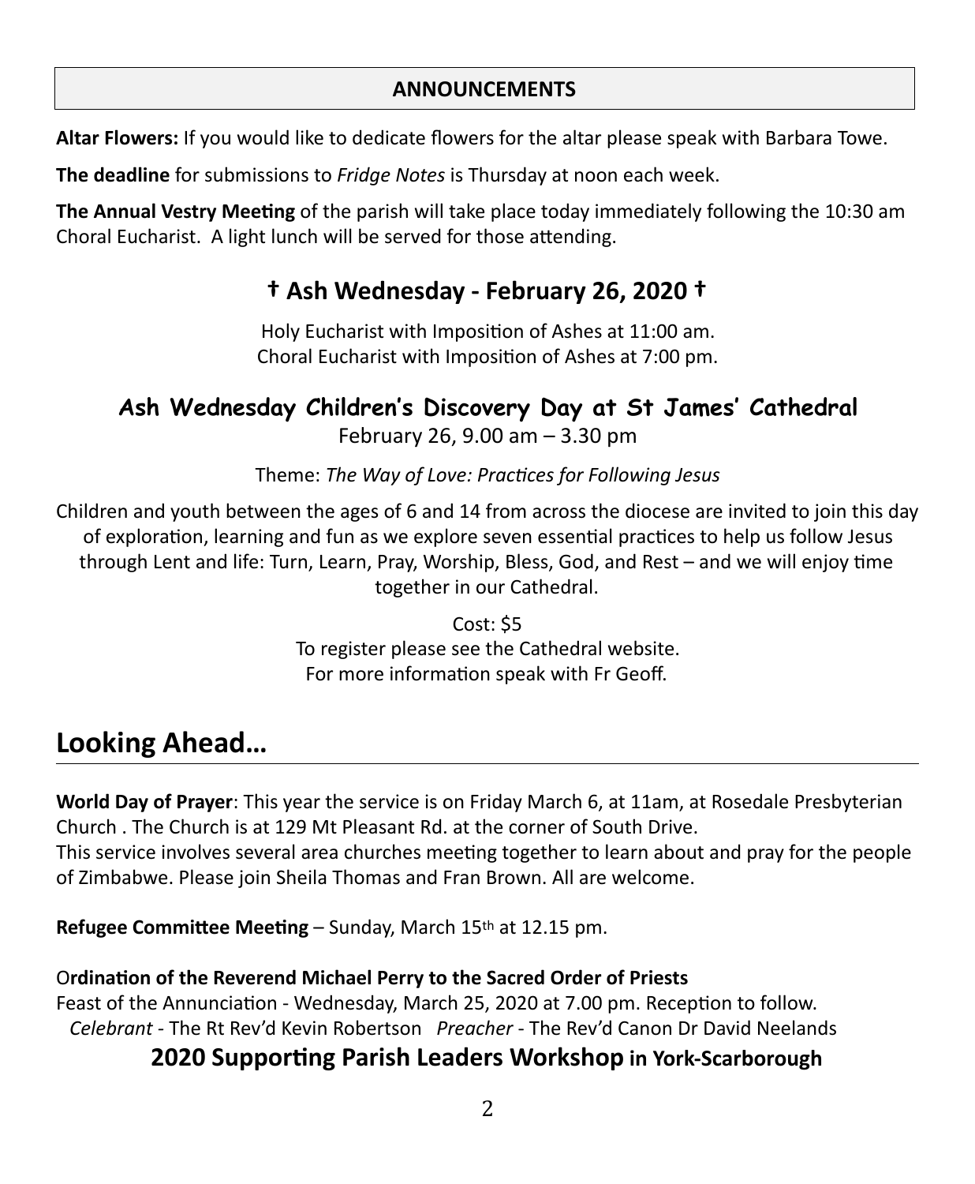## ANNOUNCEMENTS

**Altar Flowers:** If you would like to dedicate flowers for the altar please speak with Barbara Towe.

**The deadline** for submissions to *Fridge Notes* is Thursday at noon each week.

**The Annual Vestry Meeting** of the parish will take place today immediately following the 10:30 am Choral Eucharist. A light lunch will be served for those attending.

### † Ash Wednesday - February 26, 2020 †

Holy Eucharist with Imposition of Ashes at 11:00 am.
Choral Eucharist with Imposition of Ashes at 7:00 pm.

### Ash Wednesday Children's Discovery Day at St James' Cathedral

February 26, 9.00 am – 3.30 pm

Theme: *The Way of Love: Practices for Following Jesus*

Children and youth between the ages of 6 and 14 from across the diocese are invited to join this day of exploration, learning and fun as we explore seven essential practices to help us follow Jesus through Lent and life: Turn, Learn, Pray, Worship, Bless, God, and Rest – and we will enjoy time together in our Cathedral.

Cost: $5
To register please see the Cathedral website.
For more information speak with Fr Geoff.

## Looking Ahead…

**World Day of Prayer**: This year the service is on Friday March 6, at 11am, at Rosedale Presbyterian Church . The Church is at 129 Mt Pleasant Rd. at the corner of South Drive.
This service involves several area churches meeting together to learn about and pray for the people of Zimbabwe. Please join Sheila Thomas and Fran Brown. All are welcome.

**Refugee Committee Meeting** – Sunday, March 15th at 12.15 pm.

**Ordination of the Reverend Michael Perry to the Sacred Order of Priests**
Feast of the Annunciation - Wednesday, March 25, 2020 at 7.00 pm. Reception to follow.
*Celebrant* - The Rt Rev'd Kevin Robertson *Preacher* - The Rev'd Canon Dr David Neelands

### 2020 Supporting Parish Leaders Workshop in York-Scarborough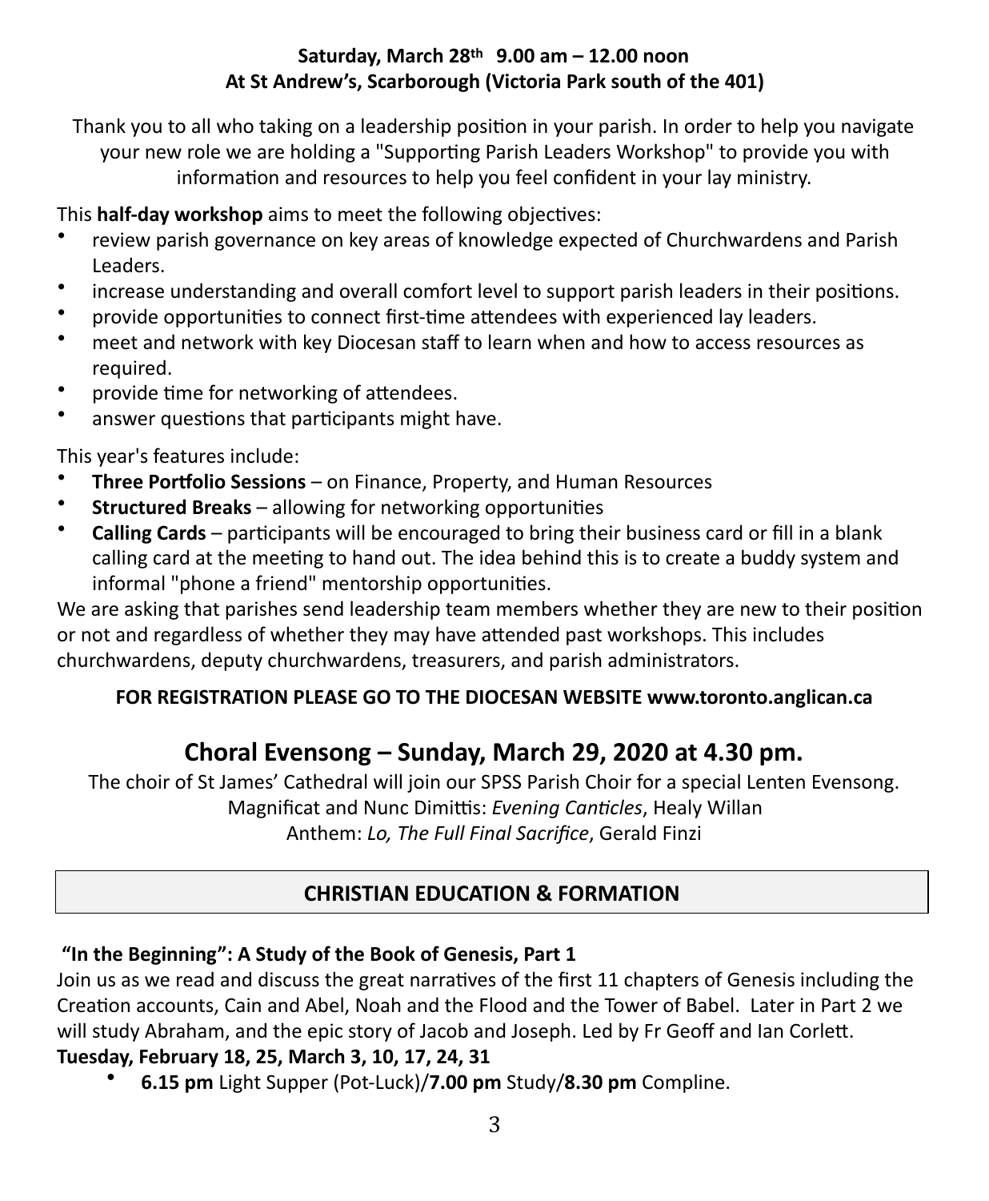**Saturday, March 28th 9.00 am – 12.00 noon**
**At St Andrew's, Scarborough (Victoria Park south of the 401)**

Thank you to all who taking on a leadership position in your parish. In order to help you navigate your new role we are holding a "Supporting Parish Leaders Workshop" to provide you with information and resources to help you feel confident in your lay ministry.

This **half-day workshop** aims to meet the following objectives:

- review parish governance on key areas of knowledge expected of Churchwardens and Parish Leaders.
- increase understanding and overall comfort level to support parish leaders in their positions.
- provide opportunities to connect first-time attendees with experienced lay leaders.
- meet and network with key Diocesan staff to learn when and how to access resources as required.
- provide time for networking of attendees.
- answer questions that participants might have.

This year's features include:

- **Three Portfolio Sessions** – on Finance, Property, and Human Resources
- **Structured Breaks** – allowing for networking opportunities
- **Calling Cards** – participants will be encouraged to bring their business card or fill in a blank calling card at the meeting to hand out. The idea behind this is to create a buddy system and informal "phone a friend" mentorship opportunities.

We are asking that parishes send leadership team members whether they are new to their position or not and regardless of whether they may have attended past workshops. This includes churchwardens, deputy churchwardens, treasurers, and parish administrators.

**FOR REGISTRATION PLEASE GO TO THE DIOCESAN WEBSITE www.toronto.anglican.ca**

## Choral Evensong – Sunday, March 29, 2020 at 4.30 pm.

The choir of St James' Cathedral will join our SPSS Parish Choir for a special Lenten Evensong.
Magnificat and Nunc Dimittis: *Evening Canticles*, Healy Willan
Anthem: *Lo, The Full Final Sacrifice*, Gerald Finzi

## CHRISTIAN EDUCATION & FORMATION

**"In the Beginning": A Study of the Book of Genesis, Part 1**

Join us as we read and discuss the great narratives of the first 11 chapters of Genesis including the Creation accounts, Cain and Abel, Noah and the Flood and the Tower of Babel. Later in Part 2 we will study Abraham, and the epic story of Jacob and Joseph. Led by Fr Geoff and Ian Corlett.

**Tuesday, February 18, 25, March 3, 10, 17, 24, 31**

- **6.15 pm** Light Supper (Pot-Luck)/**7.00 pm** Study/**8.30 pm** Compline.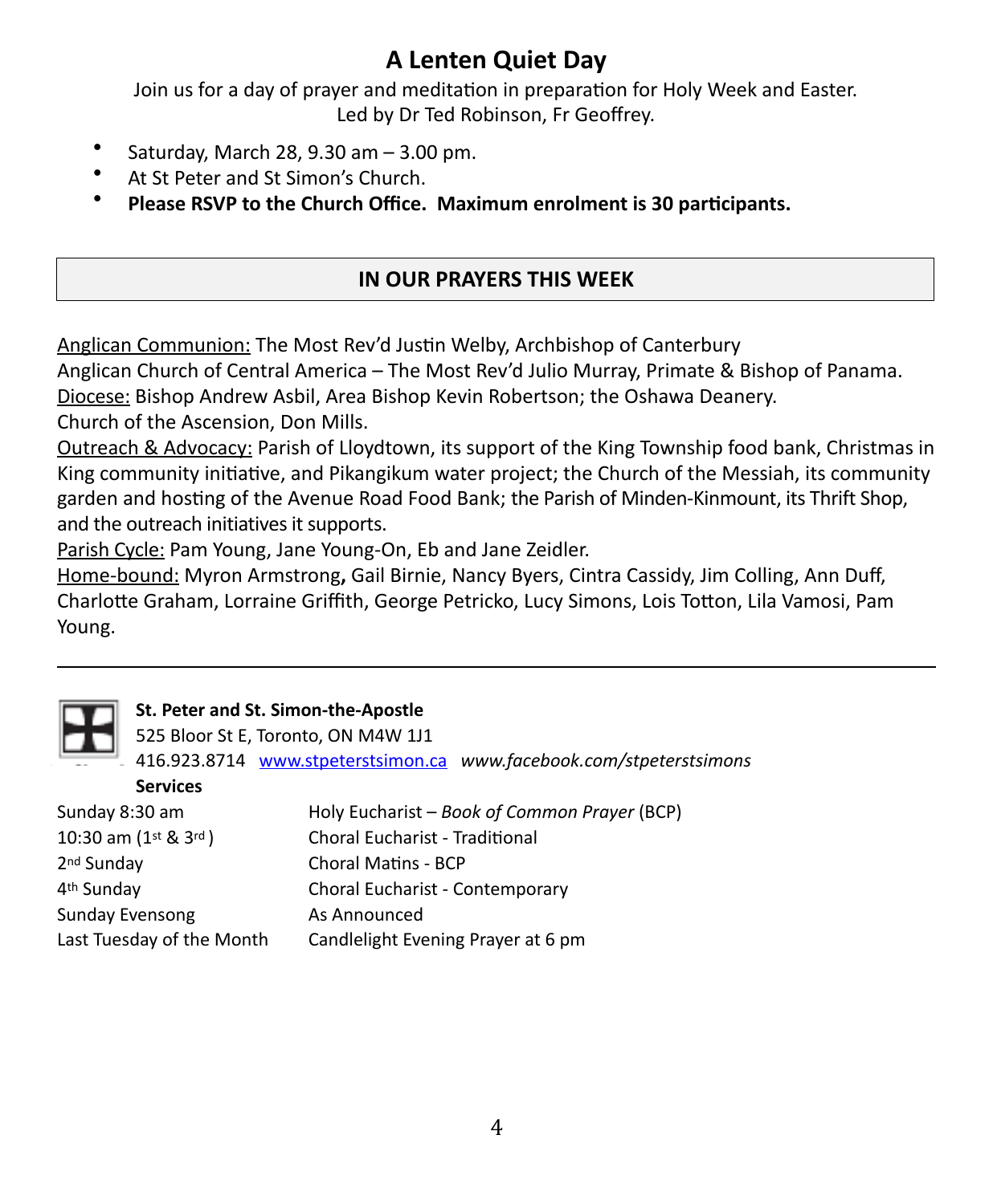# A Lenten Quiet Day

Join us for a day of prayer and meditation in preparation for Holy Week and Easter.
Led by Dr Ted Robinson, Fr Geoffrey.

- Saturday, March 28, 9.30 am – 3.00 pm.
- At St Peter and St Simon's Church.
- **Please RSVP to the Church Office. Maximum enrolment is 30 participants.**

## IN OUR PRAYERS THIS WEEK

Anglican Communion: The Most Rev'd Justin Welby, Archbishop of Canterbury
Anglican Church of Central America – The Most Rev'd Julio Murray, Primate & Bishop of Panama.
Diocese: Bishop Andrew Asbil, Area Bishop Kevin Robertson; the Oshawa Deanery.
Church of the Ascension, Don Mills.
Outreach & Advocacy: Parish of Lloydtown, its support of the King Township food bank, Christmas in King community initiative, and Pikangikum water project; the Church of the Messiah, its community garden and hosting of the Avenue Road Food Bank; the Parish of Minden-Kinmount, its Thrift Shop, and the outreach initiatives it supports.
Parish Cycle: Pam Young, Jane Young-On, Eb and Jane Zeidler.
Home-bound: Myron Armstrong**,** Gail Birnie, Nancy Byers, Cintra Cassidy, Jim Colling, Ann Duff, Charlotte Graham, Lorraine Griffith, George Petricko, Lucy Simons, Lois Totton, Lila Vamosi, Pam Young.

---

**St. Peter and St. Simon-the-Apostle**
525 Bloor St E, Toronto, ON M4W 1J1
416.923.8714 www.stpeterstsimon.ca *www.facebook.com/stpeterstsimons*

**Services**

| | |
|---|---|
| Sunday 8:30 am | Holy Eucharist – *Book of Common Prayer* (BCP) |
| 10:30 am (1st & 3rd) | Choral Eucharist - Traditional |
| 2nd Sunday | Choral Matins - BCP |
| 4th Sunday | Choral Eucharist - Contemporary |
| Sunday Evensong | As Announced |
| Last Tuesday of the Month | Candlelight Evening Prayer at 6 pm |